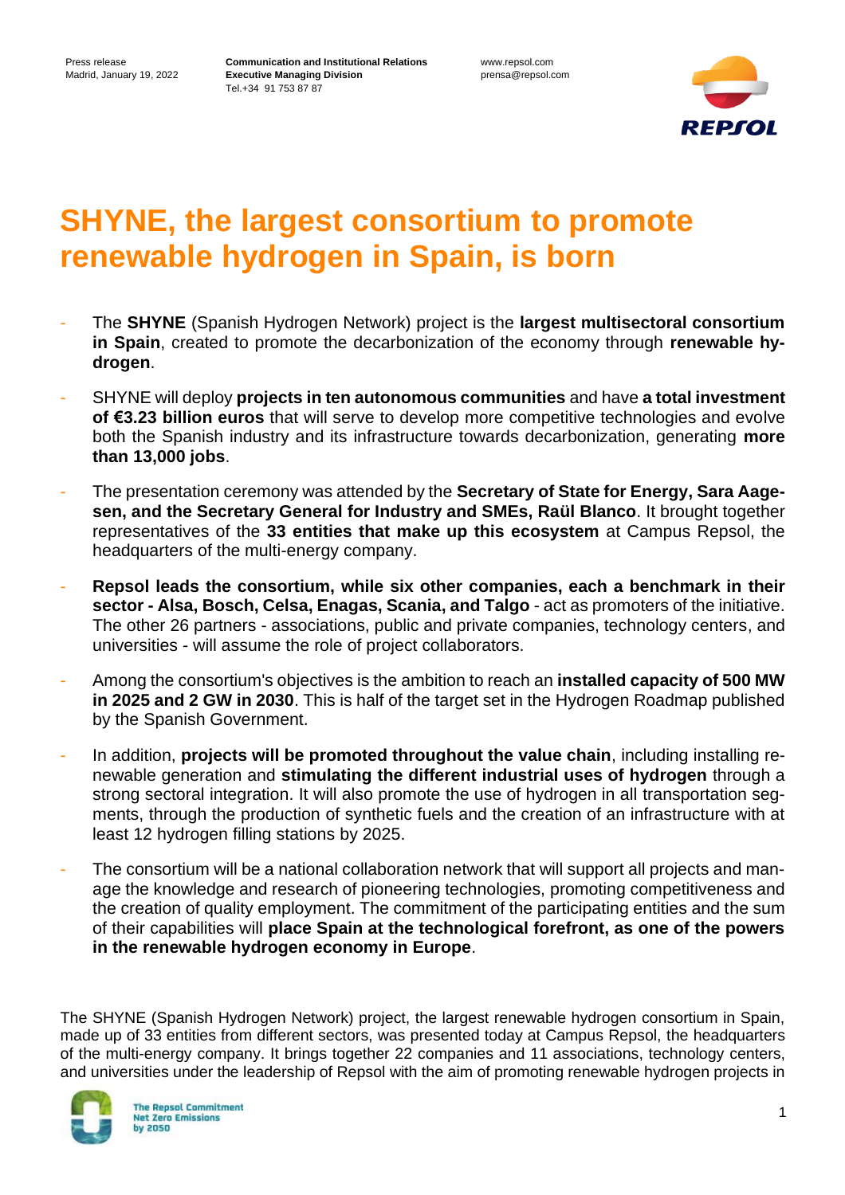Press release
Madrid, January 19, 2022

**Communication and Institutional Relations**
**Executive Managing Division**
Tel.+34 91 753 87 87

www.repsol.com
prensa@repsol.com

# SHYNE, the largest consortium to promote renewable hydrogen in Spain, is born

- The **SHYNE** (Spanish Hydrogen Network) project is the **largest multisectoral consortium in Spain**, created to promote the decarbonization of the economy through **renewable hydrogen**.
- SHYNE will deploy **projects in ten autonomous communities** and have **a total investment of €3.23 billion euros** that will serve to develop more competitive technologies and evolve both the Spanish industry and its infrastructure towards decarbonization, generating **more than 13,000 jobs**.
- The presentation ceremony was attended by the **Secretary of State for Energy, Sara Aagesen, and the Secretary General for Industry and SMEs, Raül Blanco**. It brought together representatives of the **33 entities that make up this ecosystem** at Campus Repsol, the headquarters of the multi-energy company.
- **Repsol leads the consortium, while six other companies, each a benchmark in their sector - Alsa, Bosch, Celsa, Enagas, Scania, and Talgo** - act as promoters of the initiative. The other 26 partners - associations, public and private companies, technology centers, and universities - will assume the role of project collaborators.
- Among the consortium's objectives is the ambition to reach an **installed capacity of 500 MW in 2025 and 2 GW in 2030**. This is half of the target set in the Hydrogen Roadmap published by the Spanish Government.
- In addition, **projects will be promoted throughout the value chain**, including installing renewable generation and **stimulating the different industrial uses of hydrogen** through a strong sectoral integration. It will also promote the use of hydrogen in all transportation segments, through the production of synthetic fuels and the creation of an infrastructure with at least 12 hydrogen filling stations by 2025.
- The consortium will be a national collaboration network that will support all projects and manage the knowledge and research of pioneering technologies, promoting competitiveness and the creation of quality employment. The commitment of the participating entities and the sum of their capabilities will **place Spain at the technological forefront, as one of the powers in the renewable hydrogen economy in Europe**.

The SHYNE (Spanish Hydrogen Network) project, the largest renewable hydrogen consortium in Spain, made up of 33 entities from different sectors, was presented today at Campus Repsol, the headquarters of the multi-energy company. It brings together 22 companies and 11 associations, technology centers, and universities under the leadership of Repsol with the aim of promoting renewable hydrogen projects in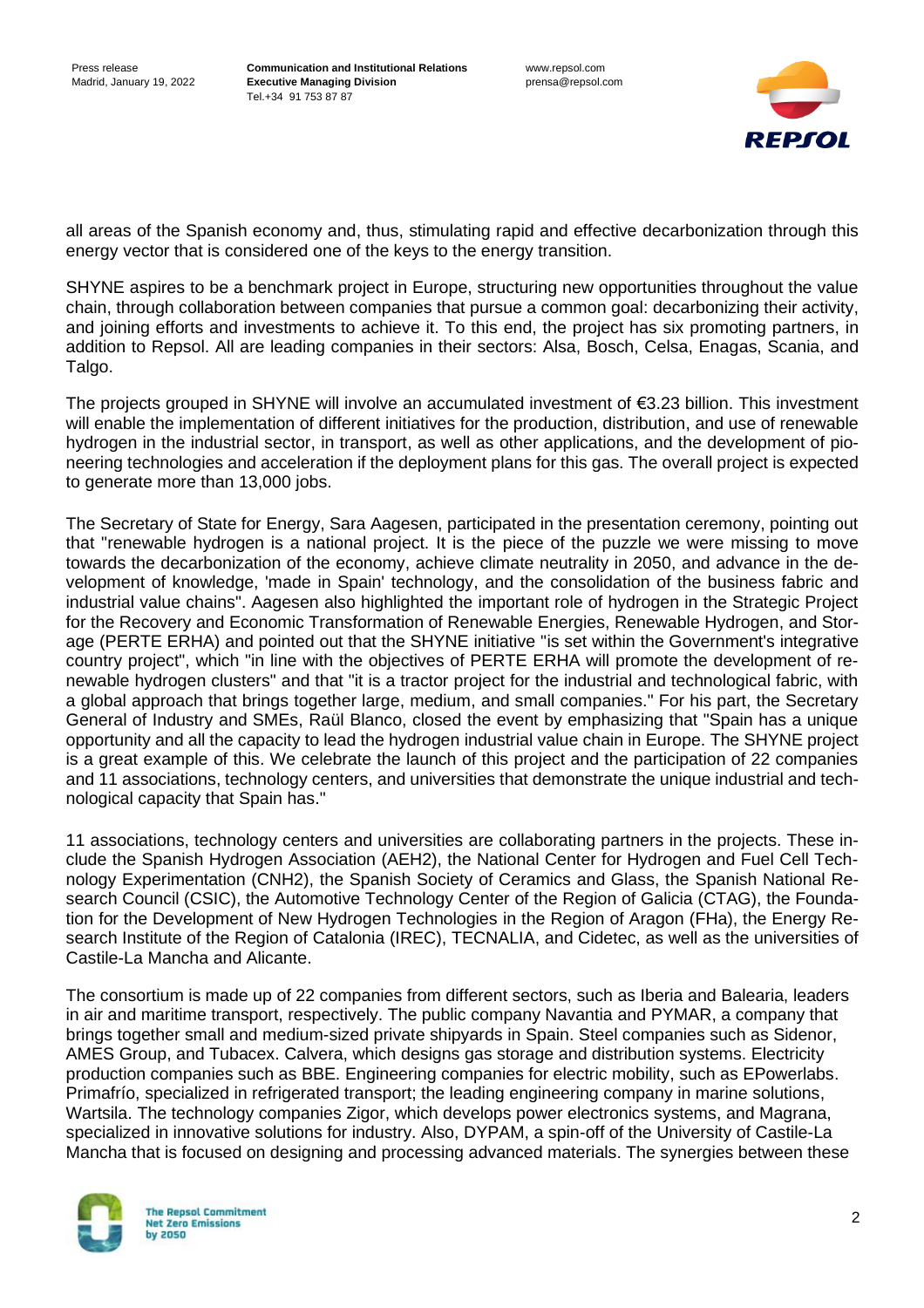all areas of the Spanish economy and, thus, stimulating rapid and effective decarbonization through this energy vector that is considered one of the keys to the energy transition.

SHYNE aspires to be a benchmark project in Europe, structuring new opportunities throughout the value chain, through collaboration between companies that pursue a common goal: decarbonizing their activity, and joining efforts and investments to achieve it. To this end, the project has six promoting partners, in addition to Repsol. All are leading companies in their sectors: Alsa, Bosch, Celsa, Enagas, Scania, and Talgo.

The projects grouped in SHYNE will involve an accumulated investment of €3.23 billion. This investment will enable the implementation of different initiatives for the production, distribution, and use of renewable hydrogen in the industrial sector, in transport, as well as other applications, and the development of pioneering technologies and acceleration if the deployment plans for this gas. The overall project is expected to generate more than 13,000 jobs.

The Secretary of State for Energy, Sara Aagesen, participated in the presentation ceremony, pointing out that "renewable hydrogen is a national project. It is the piece of the puzzle we were missing to move towards the decarbonization of the economy, achieve climate neutrality in 2050, and advance in the development of knowledge, 'made in Spain' technology, and the consolidation of the business fabric and industrial value chains". Aagesen also highlighted the important role of hydrogen in the Strategic Project for the Recovery and Economic Transformation of Renewable Energies, Renewable Hydrogen, and Storage (PERTE ERHA) and pointed out that the SHYNE initiative "is set within the Government's integrative country project", which "in line with the objectives of PERTE ERHA will promote the development of renewable hydrogen clusters" and that "it is a tractor project for the industrial and technological fabric, with a global approach that brings together large, medium, and small companies." For his part, the Secretary General of Industry and SMEs, Raül Blanco, closed the event by emphasizing that "Spain has a unique opportunity and all the capacity to lead the hydrogen industrial value chain in Europe. The SHYNE project is a great example of this. We celebrate the launch of this project and the participation of 22 companies and 11 associations, technology centers, and universities that demonstrate the unique industrial and technological capacity that Spain has."

11 associations, technology centers and universities are collaborating partners in the projects. These include the Spanish Hydrogen Association (AEH2), the National Center for Hydrogen and Fuel Cell Technology Experimentation (CNH2), the Spanish Society of Ceramics and Glass, the Spanish National Research Council (CSIC), the Automotive Technology Center of the Region of Galicia (CTAG), the Foundation for the Development of New Hydrogen Technologies in the Region of Aragon (FHa), the Energy Research Institute of the Region of Catalonia (IREC), TECNALIA, and Cidetec, as well as the universities of Castile-La Mancha and Alicante.

The consortium is made up of 22 companies from different sectors, such as Iberia and Balearia, leaders in air and maritime transport, respectively. The public company Navantia and PYMAR, a company that brings together small and medium-sized private shipyards in Spain. Steel companies such as Sidenor, AMES Group, and Tubacex. Calvera, which designs gas storage and distribution systems. Electricity production companies such as BBE. Engineering companies for electric mobility, such as EPowerlabs. Primafrío, specialized in refrigerated transport; the leading engineering company in marine solutions, Wartsila. The technology companies Zigor, which develops power electronics systems, and Magrana, specialized in innovative solutions for industry. Also, DYPAM, a spin-off of the University of Castile-La Mancha that is focused on designing and processing advanced materials. The synergies between these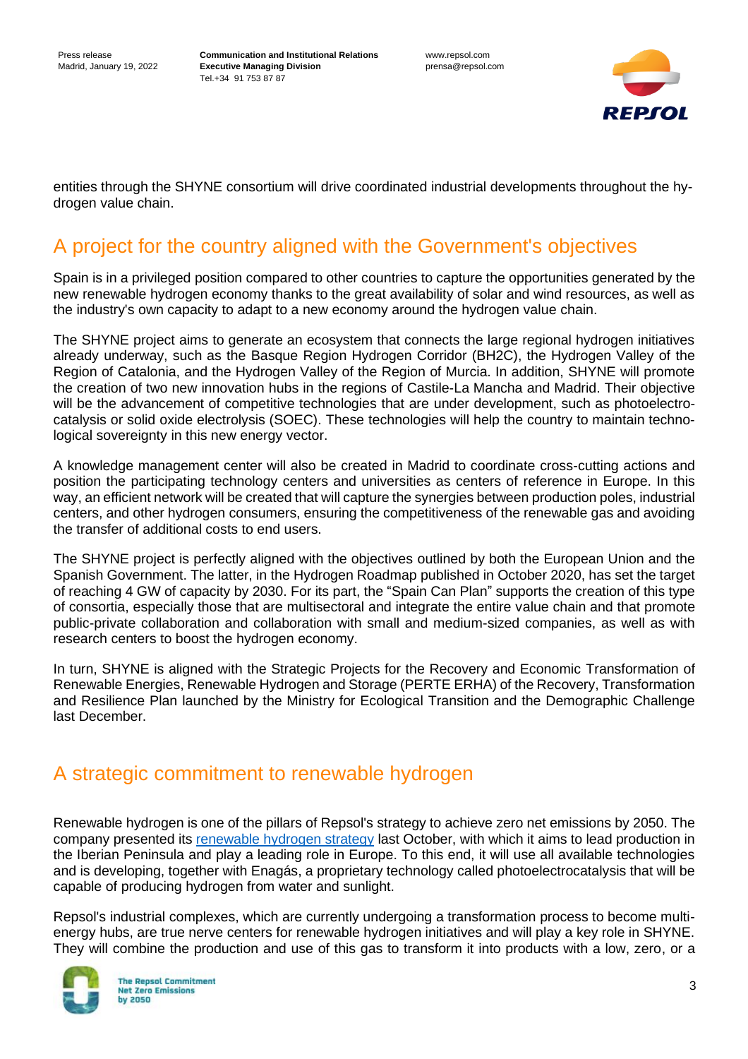entities through the SHYNE consortium will drive coordinated industrial developments throughout the hydrogen value chain.

## A project for the country aligned with the Government's objectives

Spain is in a privileged position compared to other countries to capture the opportunities generated by the new renewable hydrogen economy thanks to the great availability of solar and wind resources, as well as the industry's own capacity to adapt to a new economy around the hydrogen value chain.

The SHYNE project aims to generate an ecosystem that connects the large regional hydrogen initiatives already underway, such as the Basque Region Hydrogen Corridor (BH2C), the Hydrogen Valley of the Region of Catalonia, and the Hydrogen Valley of the Region of Murcia. In addition, SHYNE will promote the creation of two new innovation hubs in the regions of Castile-La Mancha and Madrid. Their objective will be the advancement of competitive technologies that are under development, such as photoelectrocatalysis or solid oxide electrolysis (SOEC). These technologies will help the country to maintain technological sovereignty in this new energy vector.

A knowledge management center will also be created in Madrid to coordinate cross-cutting actions and position the participating technology centers and universities as centers of reference in Europe. In this way, an efficient network will be created that will capture the synergies between production poles, industrial centers, and other hydrogen consumers, ensuring the competitiveness of the renewable gas and avoiding the transfer of additional costs to end users.

The SHYNE project is perfectly aligned with the objectives outlined by both the European Union and the Spanish Government. The latter, in the Hydrogen Roadmap published in October 2020, has set the target of reaching 4 GW of capacity by 2030. For its part, the "Spain Can Plan" supports the creation of this type of consortia, especially those that are multisectoral and integrate the entire value chain and that promote public-private collaboration and collaboration with small and medium-sized companies, as well as with research centers to boost the hydrogen economy.

In turn, SHYNE is aligned with the Strategic Projects for the Recovery and Economic Transformation of Renewable Energies, Renewable Hydrogen and Storage (PERTE ERHA) of the Recovery, Transformation and Resilience Plan launched by the Ministry for Ecological Transition and the Demographic Challenge last December.

## A strategic commitment to renewable hydrogen

Renewable hydrogen is one of the pillars of Repsol's strategy to achieve zero net emissions by 2050. The company presented its renewable hydrogen strategy last October, with which it aims to lead production in the Iberian Peninsula and play a leading role in Europe. To this end, it will use all available technologies and is developing, together with Enagás, a proprietary technology called photoelectrocatalysis that will be capable of producing hydrogen from water and sunlight.

Repsol's industrial complexes, which are currently undergoing a transformation process to become multi-energy hubs, are true nerve centers for renewable hydrogen initiatives and will play a key role in SHYNE. They will combine the production and use of this gas to transform it into products with a low, zero, or a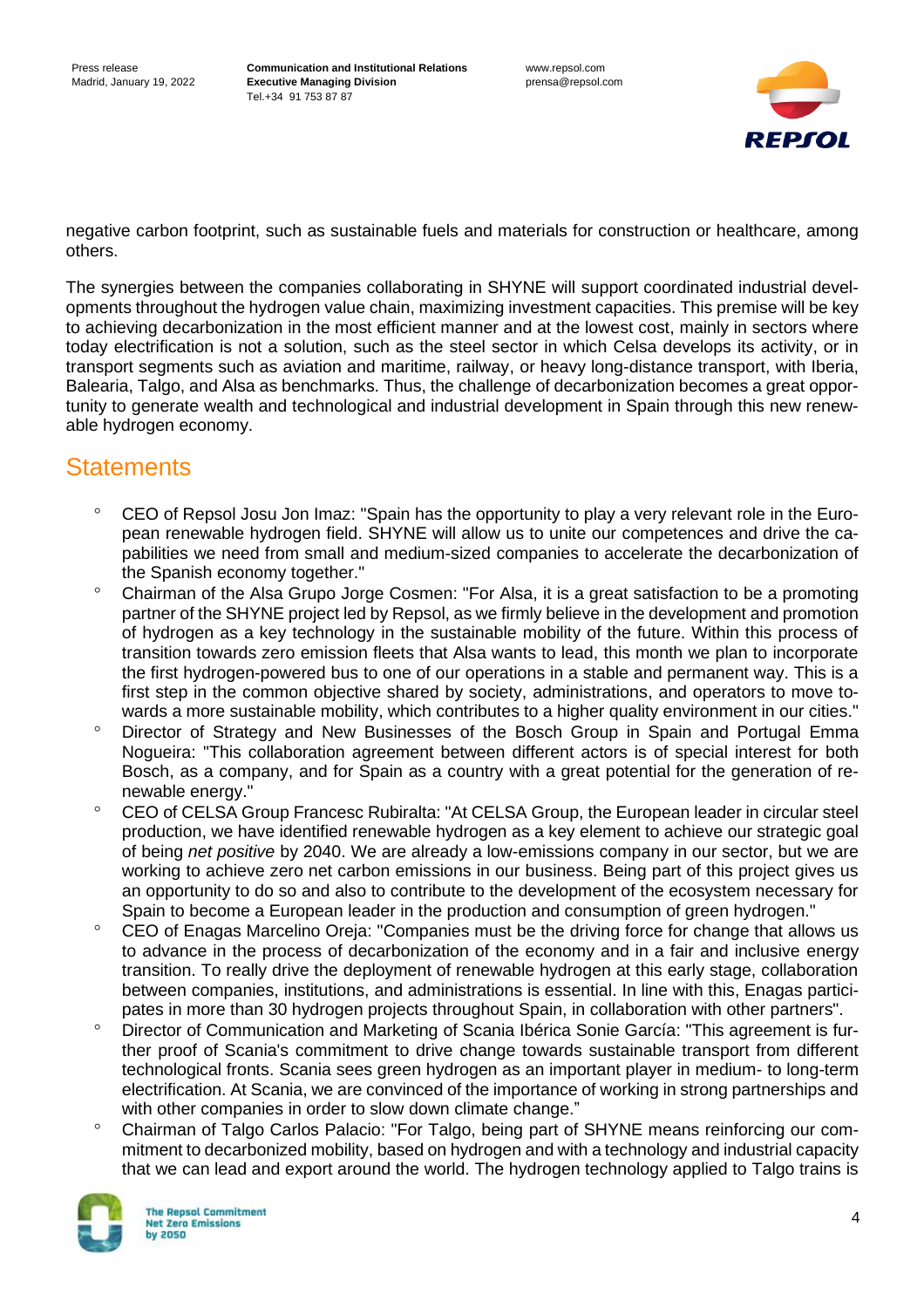negative carbon footprint, such as sustainable fuels and materials for construction or healthcare, among others.

The synergies between the companies collaborating in SHYNE will support coordinated industrial developments throughout the hydrogen value chain, maximizing investment capacities. This premise will be key to achieving decarbonization in the most efficient manner and at the lowest cost, mainly in sectors where today electrification is not a solution, such as the steel sector in which Celsa develops its activity, or in transport segments such as aviation and maritime, railway, or heavy long-distance transport, with Iberia, Balearia, Talgo, and Alsa as benchmarks. Thus, the challenge of decarbonization becomes a great opportunity to generate wealth and technological and industrial development in Spain through this new renewable hydrogen economy.

## Statements

- CEO of Repsol Josu Jon Imaz: "Spain has the opportunity to play a very relevant role in the European renewable hydrogen field. SHYNE will allow us to unite our competences and drive the capabilities we need from small and medium-sized companies to accelerate the decarbonization of the Spanish economy together."
- Chairman of the Alsa Grupo Jorge Cosmen: "For Alsa, it is a great satisfaction to be a promoting partner of the SHYNE project led by Repsol, as we firmly believe in the development and promotion of hydrogen as a key technology in the sustainable mobility of the future. Within this process of transition towards zero emission fleets that Alsa wants to lead, this month we plan to incorporate the first hydrogen-powered bus to one of our operations in a stable and permanent way. This is a first step in the common objective shared by society, administrations, and operators to move towards a more sustainable mobility, which contributes to a higher quality environment in our cities."
- Director of Strategy and New Businesses of the Bosch Group in Spain and Portugal Emma Nogueira: "This collaboration agreement between different actors is of special interest for both Bosch, as a company, and for Spain as a country with a great potential for the generation of renewable energy."
- CEO of CELSA Group Francesc Rubiralta: "At CELSA Group, the European leader in circular steel production, we have identified renewable hydrogen as a key element to achieve our strategic goal of being *net positive* by 2040. We are already a low-emissions company in our sector, but we are working to achieve zero net carbon emissions in our business. Being part of this project gives us an opportunity to do so and also to contribute to the development of the ecosystem necessary for Spain to become a European leader in the production and consumption of green hydrogen."
- CEO of Enagas Marcelino Oreja: "Companies must be the driving force for change that allows us to advance in the process of decarbonization of the economy and in a fair and inclusive energy transition. To really drive the deployment of renewable hydrogen at this early stage, collaboration between companies, institutions, and administrations is essential. In line with this, Enagas participates in more than 30 hydrogen projects throughout Spain, in collaboration with other partners".
- Director of Communication and Marketing of Scania Ibérica Sonie García: "This agreement is further proof of Scania's commitment to drive change towards sustainable transport from different technological fronts. Scania sees green hydrogen as an important player in medium- to long-term electrification. At Scania, we are convinced of the importance of working in strong partnerships and with other companies in order to slow down climate change."
- Chairman of Talgo Carlos Palacio: "For Talgo, being part of SHYNE means reinforcing our commitment to decarbonized mobility, based on hydrogen and with a technology and industrial capacity that we can lead and export around the world. The hydrogen technology applied to Talgo trains is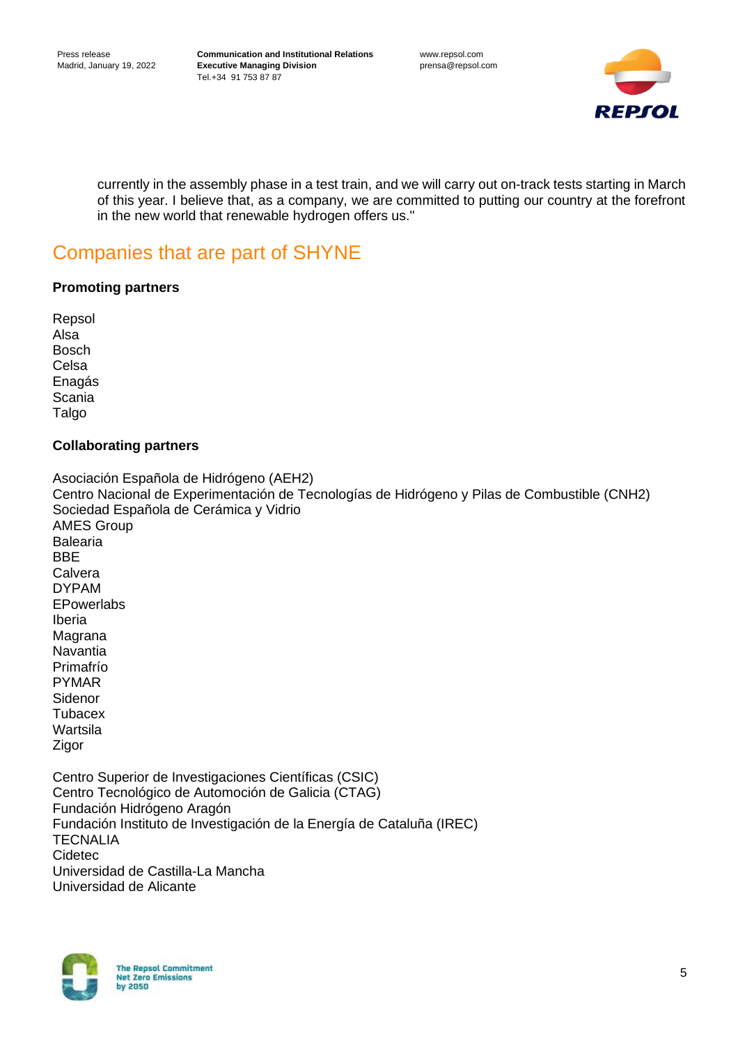currently in the assembly phase in a test train, and we will carry out on-track tests starting in March of this year. I believe that, as a company, we are committed to putting our country at the forefront in the new world that renewable hydrogen offers us."

## Companies that are part of SHYNE

**Promoting partners**

Repsol
Alsa
Bosch
Celsa
Enagás
Scania
Talgo

**Collaborating partners**

Asociación Española de Hidrógeno (AEH2)
Centro Nacional de Experimentación de Tecnologías de Hidrógeno y Pilas de Combustible (CNH2)
Sociedad Española de Cerámica y Vidrio
AMES Group
Balearia
BBE
Calvera
DYPAM
EPowerlabs
Iberia
Magrana
Navantia
Primafrío
PYMAR
Sidenor
Tubacex
Wartsila
Zigor

Centro Superior de Investigaciones Científicas (CSIC)
Centro Tecnológico de Automoción de Galicia (CTAG)
Fundación Hidrógeno Aragón
Fundación Instituto de Investigación de la Energía de Cataluña (IREC)
TECNALIA
Cidetec
Universidad de Castilla-La Mancha
Universidad de Alicante